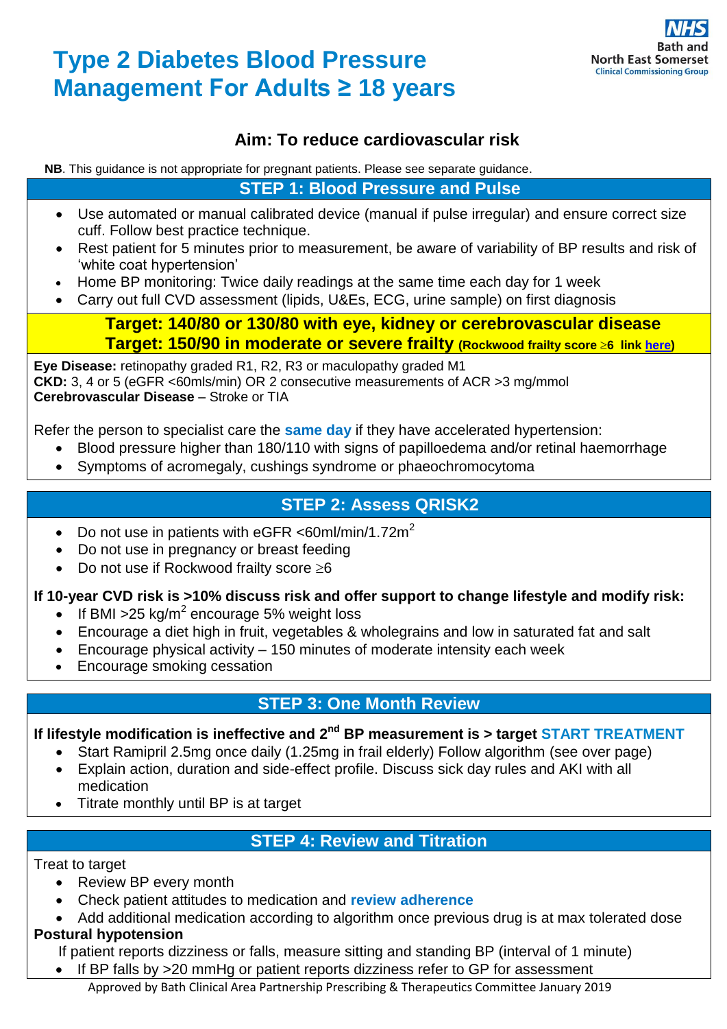# Type 2 Diabetes Blood Pressure Management For Adults ≥ 18 years

NHS Bath and North East Somerset Clinical Commissioning Group

## Aim: To reduce cardiovascular risk

**NB**. This guidance is not appropriate for pregnant patients. Please see separate guidance.

## STEP 1: Blood Pressure and Pulse

- Use automated or manual calibrated device (manual if pulse irregular) and ensure correct size cuff. Follow best practice technique.
- Rest patient for 5 minutes prior to measurement, be aware of variability of BP results and risk of 'white coat hypertension'
- Home BP monitoring: Twice daily readings at the same time each day for 1 week
- Carry out full CVD assessment (lipids, U&Es, ECG, urine sample) on first diagnosis

**Target: 140/80 or 130/80 with eye, kidney or cerebrovascular disease**

**Target: 150/90 in moderate or severe frailty** **(Rockwood frailty score ≥6 link here)**

**Eye Disease:** retinopathy graded R1, R2, R3 or maculopathy graded M1
**CKD:** 3, 4 or 5 (eGFR <60mls/min) OR 2 consecutive measurements of ACR >3 mg/mmol
**Cerebrovascular Disease** – Stroke or TIA

Refer the person to specialist care the **same day** if they have accelerated hypertension:

- Blood pressure higher than 180/110 with signs of papilloedema and/or retinal haemorrhage
- Symptoms of acromegaly, cushings syndrome or phaeochromocytoma

## STEP 2: Assess QRISK2

- Do not use in patients with eGFR <60ml/min/1.72m$^2$
- Do not use in pregnancy or breast feeding
- Do not use if Rockwood frailty score ≥6

**If 10-year CVD risk is >10% discuss risk and offer support to change lifestyle and modify risk:**

- If BMI >25 kg/m$^2$ encourage 5% weight loss
- Encourage a diet high in fruit, vegetables & wholegrains and low in saturated fat and salt
- Encourage physical activity – 150 minutes of moderate intensity each week
- Encourage smoking cessation

## STEP 3: One Month Review

**If lifestyle modification is ineffective and 2$^{nd}$ BP measurement is > target START TREATMENT**

- Start Ramipril 2.5mg once daily (1.25mg in frail elderly) Follow algorithm (see over page)
- Explain action, duration and side-effect profile. Discuss sick day rules and AKI with all medication
- Titrate monthly until BP is at target

## STEP 4: Review and Titration

Treat to target

- Review BP every month
- Check patient attitudes to medication and **review adherence**
- Add additional medication according to algorithm once previous drug is at max tolerated dose

**Postural hypotension**

If patient reports dizziness or falls, measure sitting and standing BP (interval of 1 minute)

- If BP falls by >20 mmHg or patient reports dizziness refer to GP for assessment

Approved by Bath Clinical Area Partnership Prescribing & Therapeutics Committee January 2019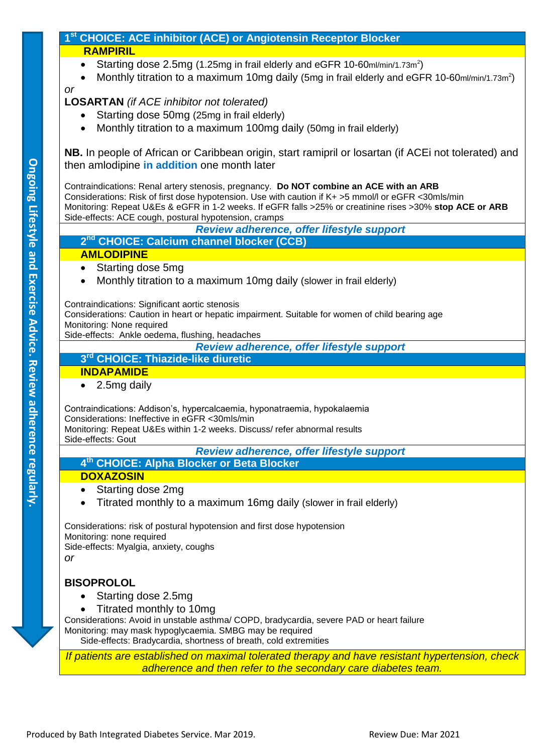**Ongoing Lifestyle and Exercise Advice. Review adherence regularly.**

## 1st CHOICE: ACE inhibitor (ACE) or Angiotensin Receptor Blocker

### RAMPIRIL

- Starting dose 2.5mg (1.25mg in frail elderly and eGFR 10-60ml/min/1.73m$^2$)
- Monthly titration to a maximum 10mg daily (5mg in frail elderly and eGFR 10-60ml/min/1.73m$^2$)

*or*

**LOSARTAN** *(if ACE inhibitor not tolerated)*

- Starting dose 50mg (25mg in frail elderly)
- Monthly titration to a maximum 100mg daily (50mg in frail elderly)

**NB.** In people of African or Caribbean origin, start ramipril or losartan (if ACEi not tolerated) and then amlodipine **in addition** one month later

Contraindications: Renal artery stenosis, pregnancy. **Do NOT combine an ACE with an ARB**
Considerations: Risk of first dose hypotension. Use with caution if K+ >5 mmol/l or eGFR <30mls/min
Monitoring: Repeat U&Es & eGFR in 1-2 weeks. If eGFR falls >25% or creatinine rises >30% **stop ACE or ARB**
Side-effects: ACE cough, postural hypotension, cramps

***Review adherence, offer lifestyle support***

## 2nd CHOICE: Calcium channel blocker (CCB)

### AMLODIPINE

- Starting dose 5mg
- Monthly titration to a maximum 10mg daily (slower in frail elderly)

Contraindications: Significant aortic stenosis
Considerations: Caution in heart or hepatic impairment. Suitable for women of child bearing age
Monitoring: None required
Side-effects: Ankle oedema, flushing, headaches

***Review adherence, offer lifestyle support***

## 3rd CHOICE: Thiazide-like diuretic

### INDAPAMIDE

- 2.5mg daily

Contraindications: Addison's, hypercalcaemia, hyponatraemia, hypokalaemia
Considerations: Ineffective in eGFR <30mls/min
Monitoring: Repeat U&Es within 1-2 weeks. Discuss/ refer abnormal results
Side-effects: Gout

***Review adherence, offer lifestyle support***

## 4th CHOICE: Alpha Blocker or Beta Blocker

### DOXAZOSIN

- Starting dose 2mg
- Titrated monthly to a maximum 16mg daily (slower in frail elderly)

Considerations: risk of postural hypotension and first dose hypotension
Monitoring: none required
Side-effects: Myalgia, anxiety, coughs

*or*

**BISOPROLOL**

- Starting dose 2.5mg
- Titrated monthly to 10mg

Considerations: Avoid in unstable asthma/ COPD, bradycardia, severe PAD or heart failure
Monitoring: may mask hypoglycaemia. SMBG may be required
Side-effects: Bradycardia, shortness of breath, cold extremities

*If patients are established on maximal tolerated therapy and have resistant hypertension, check adherence and then refer to the secondary care diabetes team.*

Produced by Bath Integrated Diabetes Service. Mar 2019. Review Due: Mar 2021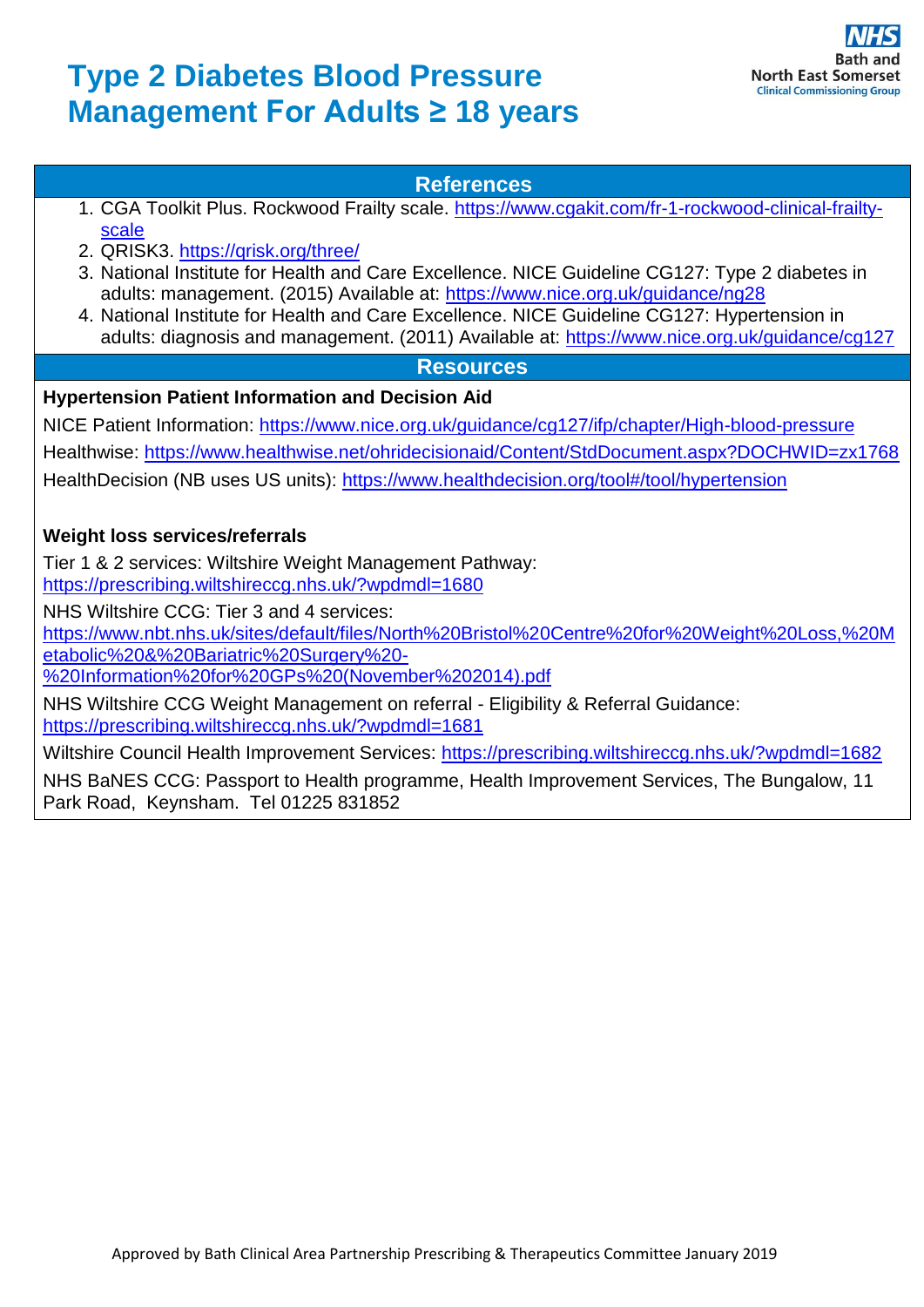# Type 2 Diabetes Blood Pressure Management For Adults ≥ 18 years

## References

1. CGA Toolkit Plus. Rockwood Frailty scale. https://www.cgakit.com/fr-1-rockwood-clinical-frailty-scale
2. QRISK3. https://qrisk.org/three/
3. National Institute for Health and Care Excellence. NICE Guideline CG127: Type 2 diabetes in adults: management. (2015) Available at: https://www.nice.org.uk/guidance/ng28
4. National Institute for Health and Care Excellence. NICE Guideline CG127: Hypertension in adults: diagnosis and management. (2011) Available at: https://www.nice.org.uk/guidance/cg127

## Resources

**Hypertension Patient Information and Decision Aid**

NICE Patient Information: https://www.nice.org.uk/guidance/cg127/ifp/chapter/High-blood-pressure

Healthwise: https://www.healthwise.net/ohridecisionaid/Content/StdDocument.aspx?DOCHWID=zx1768

HealthDecision (NB uses US units): https://www.healthdecision.org/tool#/tool/hypertension

**Weight loss services/referrals**

Tier 1 & 2 services: Wiltshire Weight Management Pathway: https://prescribing.wiltshireccg.nhs.uk/?wpdmdl=1680

NHS Wiltshire CCG: Tier 3 and 4 services: https://www.nbt.nhs.uk/sites/default/files/North%20Bristol%20Centre%20for%20Weight%20Loss,%20Metabolic%20&%20Bariatric%20Surgery%20-%20Information%20for%20GPs%20(November%202014).pdf

NHS Wiltshire CCG Weight Management on referral - Eligibility & Referral Guidance: https://prescribing.wiltshireccg.nhs.uk/?wpdmdl=1681

Wiltshire Council Health Improvement Services: https://prescribing.wiltshireccg.nhs.uk/?wpdmdl=1682

NHS BaNES CCG: Passport to Health programme, Health Improvement Services, The Bungalow, 11 Park Road, Keynsham. Tel 01225 831852

Approved by Bath Clinical Area Partnership Prescribing & Therapeutics Committee January 2019